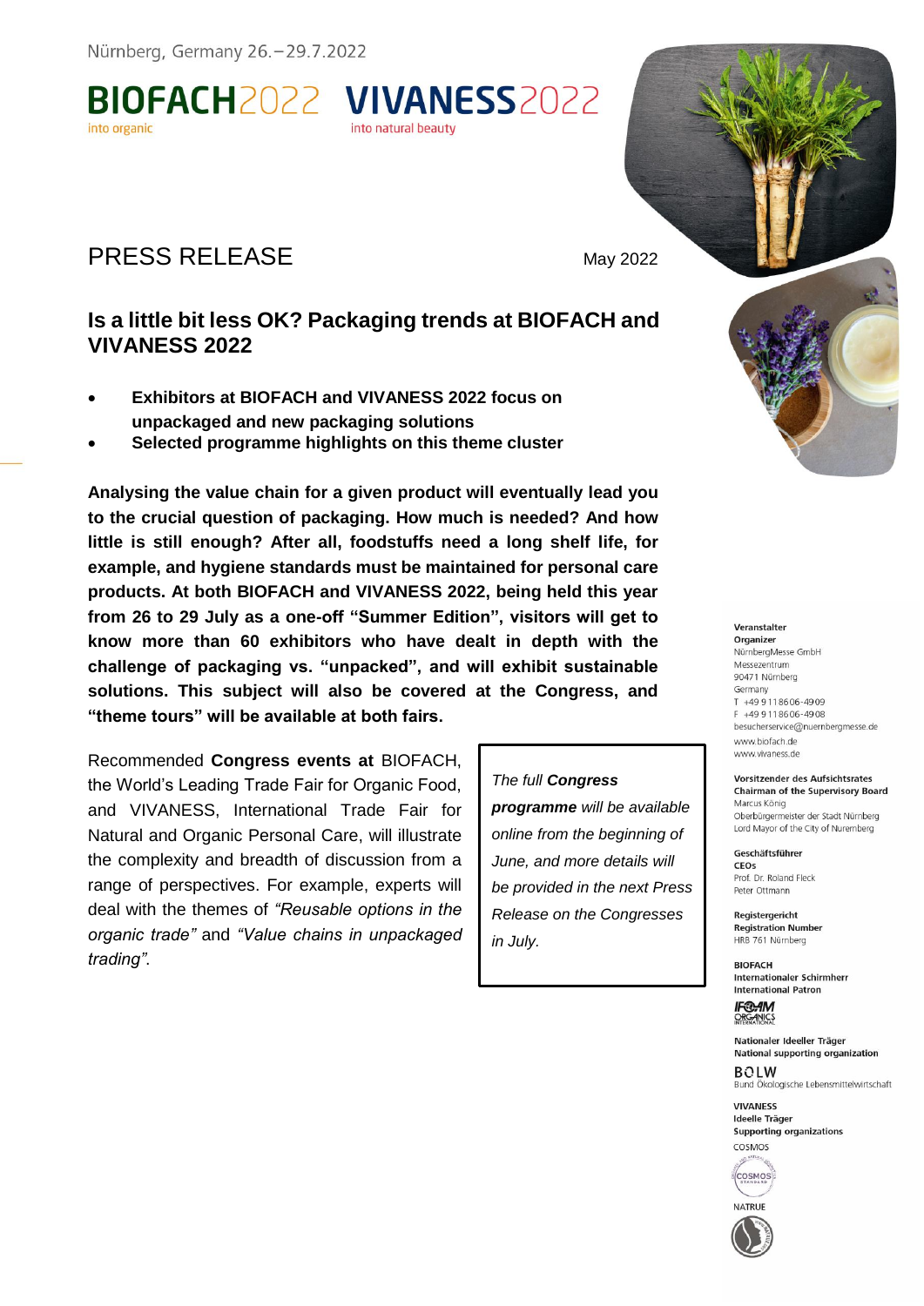Nürnberg, Germany 26.–29.7.2022

**BIOFACH2022** into organic **VIVANESS2022** into natural beauty

# PRESS RELEASE

May 2022

## Is a little bit less OK? Packaging trends at BIOFACH and VIVANESS 2022

- **Exhibitors at BIOFACH and VIVANESS 2022 focus on unpackaged and new packaging solutions**
- **Selected programme highlights on this theme cluster**

**Analysing the value chain for a given product will eventually lead you to the crucial question of packaging. How much is needed? And how little is still enough? After all, foodstuffs need a long shelf life, for example, and hygiene standards must be maintained for personal care products. At both BIOFACH and VIVANESS 2022, being held this year from 26 to 29 July as a one-off "Summer Edition", visitors will get to know more than 60 exhibitors who have dealt in depth with the challenge of packaging vs. "unpacked", and will exhibit sustainable solutions. This subject will also be covered at the Congress, and "theme tours" will be available at both fairs.**

Recommended **Congress events at** BIOFACH, the World's Leading Trade Fair for Organic Food, and VIVANESS, International Trade Fair for Natural and Organic Personal Care, will illustrate the complexity and breadth of discussion from a range of perspectives. For example, experts will deal with the themes of *"Reusable options in the organic trade"* and *"Value chains in unpackaged trading"*.

*The full* ***Congress programme*** *will be available online from the beginning of June, and more details will be provided in the next Press Release on the Congresses in July.*

**Veranstalter**
**Organizer**
NürnbergMesse GmbH
Messezentrum
90471 Nürnberg
Germany
T +49 9 11 86 06-49 09
F +49 9 11 86 06-49 08
besucherservice@nuernbergmesse.de
www.biofach.de
www.vivaness.de

**Vorsitzender des Aufsichtsrates**
**Chairman of the Supervisory Board**
Marcus König
Oberbürgermeister der Stadt Nürnberg
Lord Mayor of the City of Nuremberg

**Geschäftsführer**
**CEOs**
Prof. Dr. Roland Fleck
Peter Ottmann

**Registergericht**
**Registration Number**
HRB 761 Nürnberg

**BIOFACH**
**Internationaler Schirmherr**
**International Patron**
IFOAM ORGANICS INTERNATIONAL

**Nationaler Ideeller Träger**
**National supporting organization**
BÖLW
Bund Ökologische Lebensmittelwirtschaft

**VIVANESS**
**Ideelle Träger**
**Supporting organizations**
COSMOS
NATRUE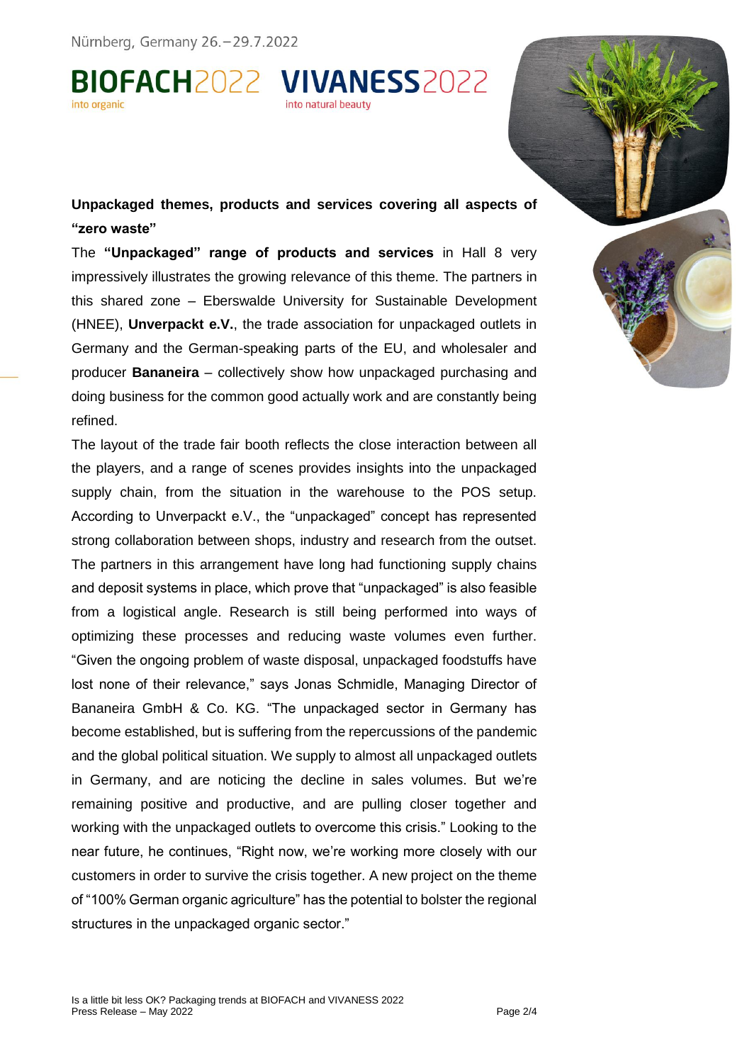**Unpackaged themes, products and services covering all aspects of "zero waste"**

The **"Unpackaged" range of products and services** in Hall 8 very impressively illustrates the growing relevance of this theme. The partners in this shared zone – Eberswalde University for Sustainable Development (HNEE), **Unverpackt e.V.**, the trade association for unpackaged outlets in Germany and the German-speaking parts of the EU, and wholesaler and producer **Bananeira** – collectively show how unpackaged purchasing and doing business for the common good actually work and are constantly being refined.

The layout of the trade fair booth reflects the close interaction between all the players, and a range of scenes provides insights into the unpackaged supply chain, from the situation in the warehouse to the POS setup. According to Unverpackt e.V., the "unpackaged" concept has represented strong collaboration between shops, industry and research from the outset. The partners in this arrangement have long had functioning supply chains and deposit systems in place, which prove that "unpackaged" is also feasible from a logistical angle. Research is still being performed into ways of optimizing these processes and reducing waste volumes even further. "Given the ongoing problem of waste disposal, unpackaged foodstuffs have lost none of their relevance," says Jonas Schmidle, Managing Director of Bananeira GmbH & Co. KG. "The unpackaged sector in Germany has become established, but is suffering from the repercussions of the pandemic and the global political situation. We supply to almost all unpackaged outlets in Germany, and are noticing the decline in sales volumes. But we're remaining positive and productive, and are pulling closer together and working with the unpackaged outlets to overcome this crisis." Looking to the near future, he continues, "Right now, we're working more closely with our customers in order to survive the crisis together. A new project on the theme of "100% German organic agriculture" has the potential to bolster the regional structures in the unpackaged organic sector."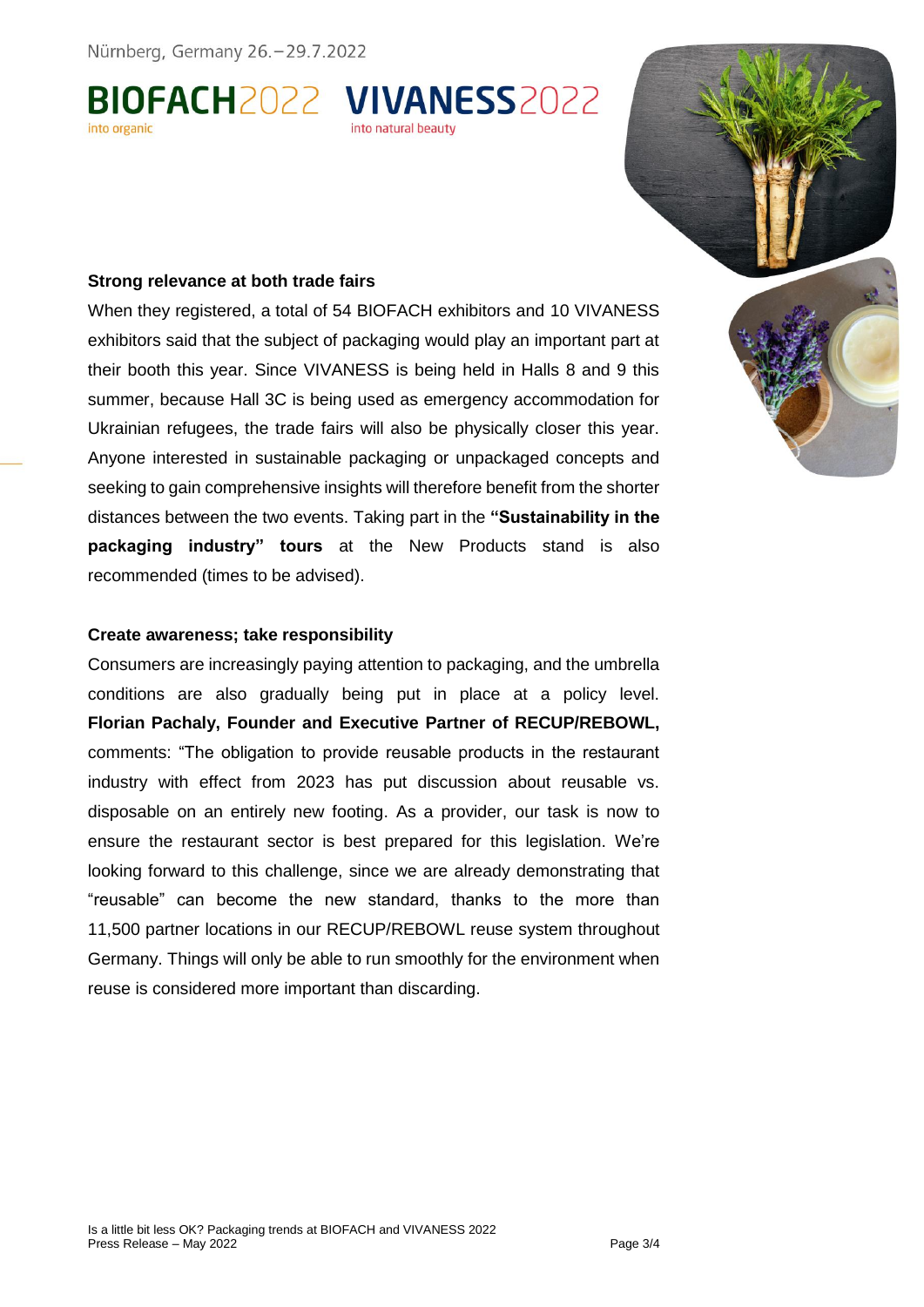### Strong relevance at both trade fairs

When they registered, a total of 54 BIOFACH exhibitors and 10 VIVANESS exhibitors said that the subject of packaging would play an important part at their booth this year. Since VIVANESS is being held in Halls 8 and 9 this summer, because Hall 3C is being used as emergency accommodation for Ukrainian refugees, the trade fairs will also be physically closer this year. Anyone interested in sustainable packaging or unpackaged concepts and seeking to gain comprehensive insights will therefore benefit from the shorter distances between the two events. Taking part in the **"Sustainability in the packaging industry" tours** at the New Products stand is also recommended (times to be advised).

### Create awareness; take responsibility

Consumers are increasingly paying attention to packaging, and the umbrella conditions are also gradually being put in place at a policy level. **Florian Pachaly, Founder and Executive Partner of RECUP/REBOWL,** comments: "The obligation to provide reusable products in the restaurant industry with effect from 2023 has put discussion about reusable vs. disposable on an entirely new footing. As a provider, our task is now to ensure the restaurant sector is best prepared for this legislation. We're looking forward to this challenge, since we are already demonstrating that "reusable" can become the new standard, thanks to the more than 11,500 partner locations in our RECUP/REBOWL reuse system throughout Germany. Things will only be able to run smoothly for the environment when reuse is considered more important than discarding.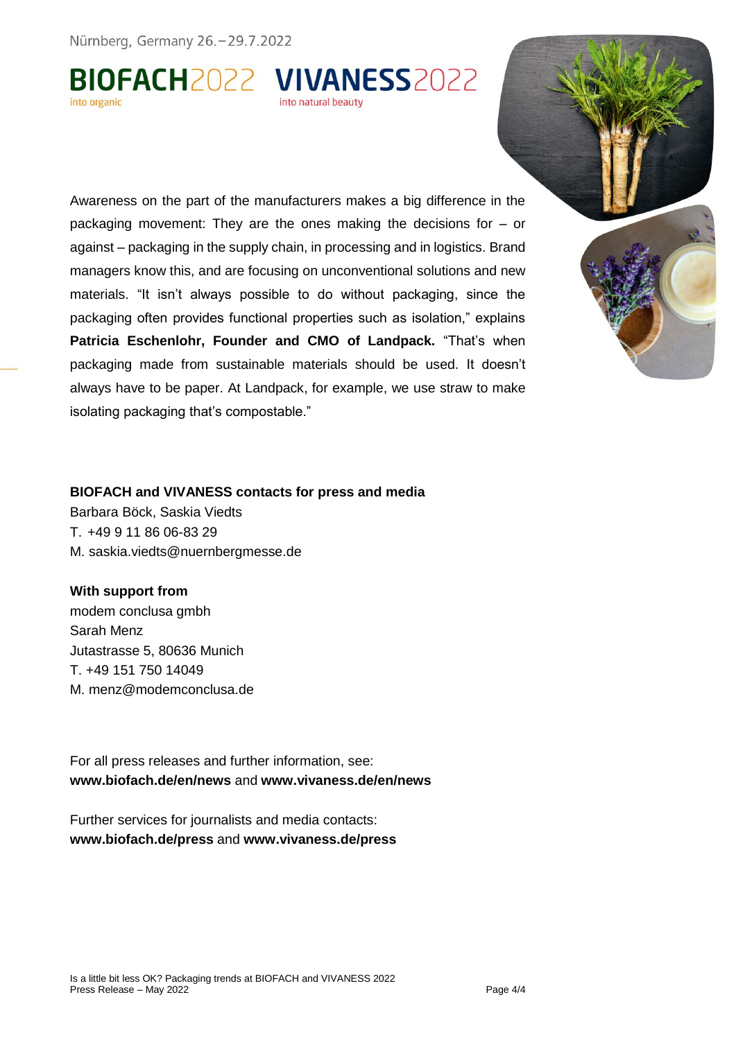Awareness on the part of the manufacturers makes a big difference in the packaging movement: They are the ones making the decisions for – or against – packaging in the supply chain, in processing and in logistics. Brand managers know this, and are focusing on unconventional solutions and new materials. "It isn't always possible to do without packaging, since the packaging often provides functional properties such as isolation," explains **Patricia Eschenlohr, Founder and CMO of Landpack.** "That's when packaging made from sustainable materials should be used. It doesn't always have to be paper. At Landpack, for example, we use straw to make isolating packaging that's compostable."

**BIOFACH and VIVANESS contacts for press and media**
Barbara Böck, Saskia Viedts
T. +49 9 11 86 06-83 29
M. saskia.viedts@nuernbergmesse.de

**With support from**
modem conclusa gmbh
Sarah Menz
Jutastrasse 5, 80636 Munich
T. +49 151 750 14049
M. menz@modemconclusa.de

For all press releases and further information, see:
**www.biofach.de/en/news** and **www.vivaness.de/en/news**

Further services for journalists and media contacts:
**www.biofach.de/press** and **www.vivaness.de/press**